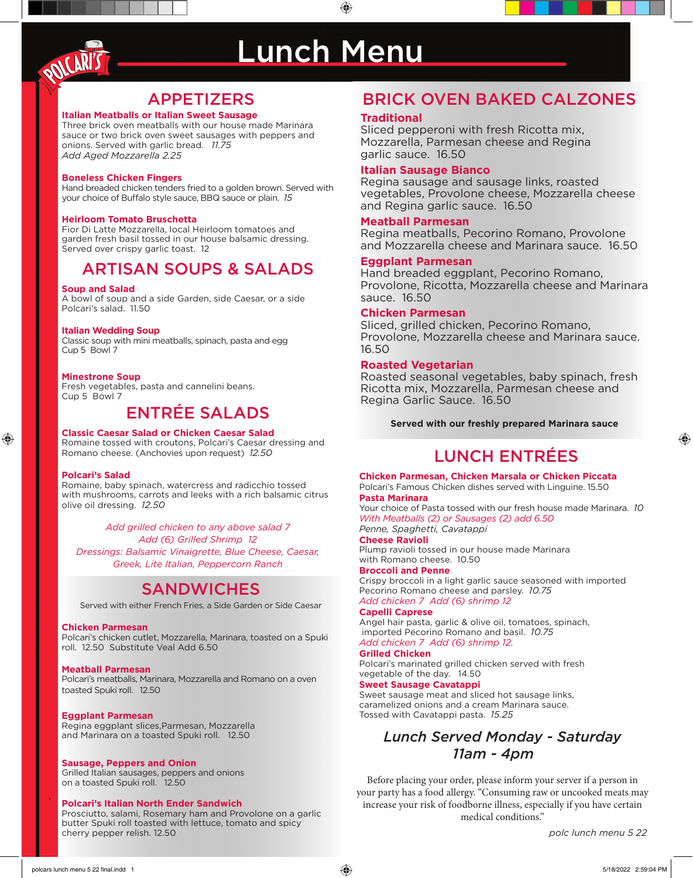# Lunch Menu

## APPETIZERS

**Italian Meatballs or Italian Sweet Sausage**
Three brick oven meatballs with our house made Marinara sauce or two brick oven sweet sausages with peppers and onions. Served with garlic bread. *11.75*
*Add Aged Mozzarella 2.25*

**Boneless Chicken Fingers**
Hand breaded chicken tenders fried to a golden brown. Served with your choice of Buffalo style sauce, BBQ sauce or plain. *15*

**Heirloom Tomato Bruschetta**
Fior Di Latte Mozzarella, local Heirloom tomatoes and garden fresh basil tossed in our house balsamic dressing. Served over crispy garlic toast. 12

## ARTISAN SOUPS & SALADS

**Soup and Salad**
A bowl of soup and a side Garden, side Caesar, or a side Polcari's salad. 11.50

**Italian Wedding Soup**
Classic soup with mini meatballs, spinach, pasta and egg
Cup 5 Bowl 7

**Minestrone Soup**
Fresh vegetables, pasta and cannelini beans.
Cup 5 Bowl 7

## ENTRÉE SALADS

**Classic Caesar Salad or Chicken Caesar Salad**
Romaine tossed with croutons, Polcari's Caesar dressing and Romano cheese. (Anchovies upon request) *12.50*

**Polcari's Salad**
Romaine, baby spinach, watercress and radicchio tossed with mushrooms, carrots and leeks with a rich balsamic citrus olive oil dressing. *12.50*

*Add grilled chicken to any above salad 7*
*Add (6) Grilled Shrimp 12*
*Dressings: Balsamic Vinaigrette, Blue Cheese, Caesar, Greek, Lite Italian, Peppercorn Ranch*

## SANDWICHES

Served with either French Fries, a Side Garden or Side Caesar

**Chicken Parmesan**
Polcari's chicken cutlet, Mozzarella, Marinara, toasted on a Spuki roll. 12.50 Substitute Veal Add 6.50

**Meatball Parmesan**
Polcari's meatballs, Marinara, Mozzarella and Romano on a oven toasted Spuki roll. 12.50

**Eggplant Parmesan**
Regina eggplant slices,Parmesan, Mozzarella and Marinara on a toasted Spuki roll. 12.50

**Sausage, Peppers and Onion**
Grilled Italian sausages, peppers and onions on a toasted Spuki roll. 12.50

**Polcari's Italian North Ender Sandwich**
Prosciutto, salami, Rosemary ham and Provolone on a garlic butter Spuki roll toasted with lettuce, tomato and spicy cherry pepper relish. 12.50

## BRICK OVEN BAKED CALZONES

**Traditional**
Sliced pepperoni with fresh Ricotta mix, Mozzarella, Parmesan cheese and Regina garlic sauce. 16.50

**Italian Sausage Bianco**
Regina sausage and sausage links, roasted vegetables, Provolone cheese, Mozzarella cheese and Regina garlic sauce. 16.50

**Meatball Parmesan**
Regina meatballs, Pecorino Romano, Provolone and Mozzarella cheese and Marinara sauce. 16.50

**Eggplant Parmesan**
Hand breaded eggplant, Pecorino Romano, Provolone, Ricotta, Mozzarella cheese and Marinara sauce. 16.50

**Chicken Parmesan**
Sliced, grilled chicken, Pecorino Romano, Provolone, Mozzarella cheese and Marinara sauce. 16.50

**Roasted Vegetarian**
Roasted seasonal vegetables, baby spinach, fresh Ricotta mix, Mozzarella, Parmesan cheese and Regina Garlic Sauce. 16.50

**Served with our freshly prepared Marinara sauce**

## LUNCH ENTRÉES

**Chicken Parmesan, Chicken Marsala or Chicken Piccata**
Polcari's Famous Chicken dishes served with Linguine. 15.50

**Pasta Marinara**
Your choice of Pasta tossed with our fresh house made Marinara. *10*
*With Meatballs (2) or Sausages (2) add 6.50*
*Penne, Spaghetti, Cavatappi*

**Cheese Ravioli**
Plump ravioli tossed in our house made Marinara with Romano cheese. 10.50

**Broccoli and Penne**
Crispy broccoli in a light garlic sauce seasoned with imported Pecorino Romano cheese and parsley. *10.75*
*Add chicken 7 Add (6) shrimp 12*

**Capelli Caprese**
Angel hair pasta, garlic & olive oil, tomatoes, spinach, imported Pecorino Romano and basil. *10.75*
*Add chicken 7 Add (6) shrimp 12.*

**Grilled Chicken**
Polcari's marinated grilled chicken served with fresh vegetable of the day. 14.50

**Sweet Sausage Cavatappi**
Sweet sausage meat and sliced hot sausage links, caramelized onions and a cream Marinara sauce. Tossed with Cavatappi pasta. *15.25*

***Lunch Served Monday - Saturday***
***11am - 4pm***

Before placing your order, please inform your server if a person in your party has a food allergy. "Consuming raw or uncooked meats may increase your risk of foodborne illness, especially if you have certain medical conditions."

*polc lunch menu 5 22*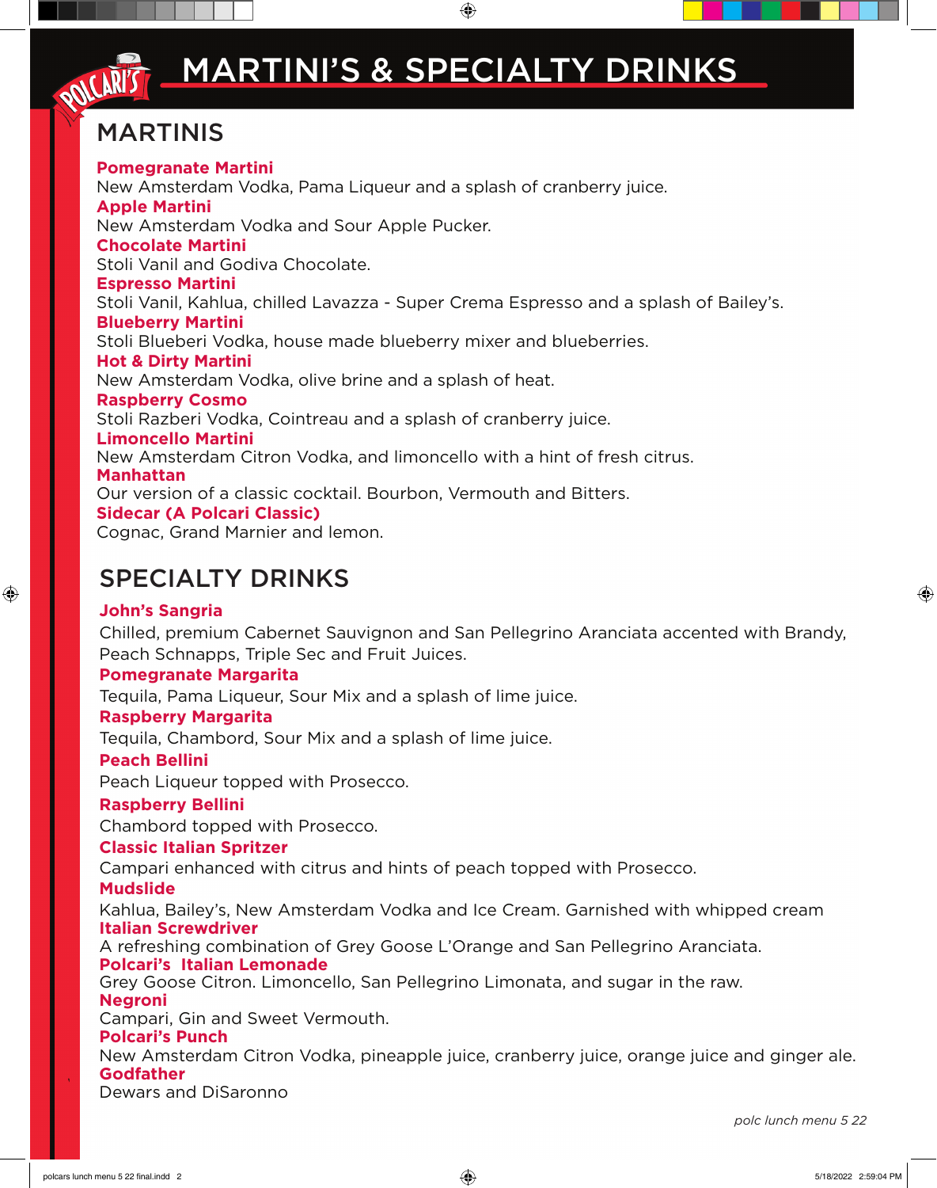# MARTINI'S & SPECIALTY DRINKS

## MARTINIS

**Pomegranate Martini**
New Amsterdam Vodka, Pama Liqueur and a splash of cranberry juice.

**Apple Martini**
New Amsterdam Vodka and Sour Apple Pucker.

**Chocolate Martini**
Stoli Vanil and Godiva Chocolate.

**Espresso Martini**
Stoli Vanil, Kahlua, chilled Lavazza - Super Crema Espresso and a splash of Bailey's.

**Blueberry Martini**
Stoli Blueberi Vodka, house made blueberry mixer and blueberries.

**Hot & Dirty Martini**
New Amsterdam Vodka, olive brine and a splash of heat.

**Raspberry Cosmo**
Stoli Razberi Vodka, Cointreau and a splash of cranberry juice.

**Limoncello Martini**
New Amsterdam Citron Vodka, and limoncello with a hint of fresh citrus.

**Manhattan**
Our version of a classic cocktail. Bourbon, Vermouth and Bitters.

**Sidecar (A Polcari Classic)**
Cognac, Grand Marnier and lemon.

## SPECIALTY DRINKS

**John's Sangria**
Chilled, premium Cabernet Sauvignon and San Pellegrino Aranciata accented with Brandy, Peach Schnapps, Triple Sec and Fruit Juices.

**Pomegranate Margarita**
Tequila, Pama Liqueur, Sour Mix and a splash of lime juice.

**Raspberry Margarita**
Tequila, Chambord, Sour Mix and a splash of lime juice.

**Peach Bellini**
Peach Liqueur topped with Prosecco.

**Raspberry Bellini**
Chambord topped with Prosecco.

**Classic Italian Spritzer**
Campari enhanced with citrus and hints of peach topped with Prosecco.

**Mudslide**
Kahlua, Bailey's, New Amsterdam Vodka and Ice Cream. Garnished with whipped cream

**Italian Screwdriver**
A refreshing combination of Grey Goose L'Orange and San Pellegrino Aranciata.

**Polcari's Italian Lemonade**
Grey Goose Citron. Limoncello, San Pellegrino Limonata, and sugar in the raw.

**Negroni**
Campari, Gin and Sweet Vermouth.

**Polcari's Punch**
New Amsterdam Citron Vodka, pineapple juice, cranberry juice, orange juice and ginger ale.

**Godfather**
Dewars and DiSaronno

*polc lunch menu 5 22*